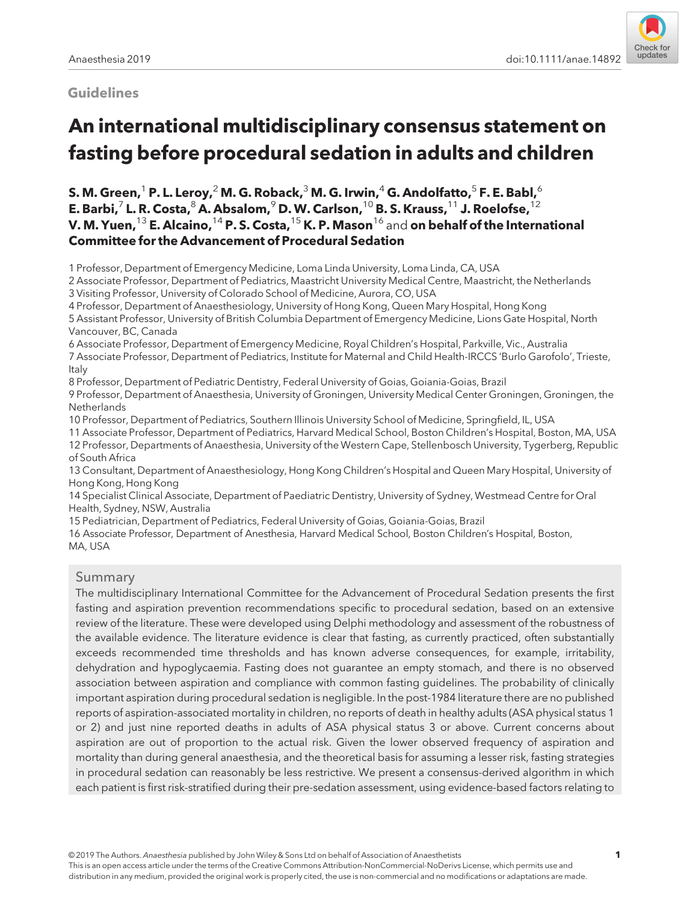Guidelines

# An international multidisciplinary consensus statement on fasting before procedural sedation in adults and children

**S. M. Green,[1] P. L. Leroy,[2] M. G. Roback,[3] M. G. Irwin,[4] G. Andolfatto,[5] F. E. Babl,[6] E. Barbi,[7] L. R. Costa,[8] A. Absalom,[9] D. W. Carlson,[10] B. S. Krauss,[11] J. Roelofse,[12] V. M. Yuen,[13] E. Alcaino,[14] P. S. Costa,[15] K. P. Mason[16] and on behalf of the International Committee for the Advancement of Procedural Sedation**

1 Professor, Department of Emergency Medicine, Loma Linda University, Loma Linda, CA, USA
2 Associate Professor, Department of Pediatrics, Maastricht University Medical Centre, Maastricht, the Netherlands
3 Visiting Professor, University of Colorado School of Medicine, Aurora, CO, USA
4 Professor, Department of Anaesthesiology, University of Hong Kong, Queen Mary Hospital, Hong Kong
5 Assistant Professor, University of British Columbia Department of Emergency Medicine, Lions Gate Hospital, North Vancouver, BC, Canada
6 Associate Professor, Department of Emergency Medicine, Royal Children's Hospital, Parkville, Vic., Australia
7 Associate Professor, Department of Pediatrics, Institute for Maternal and Child Health-IRCCS 'Burlo Garofolo', Trieste, Italy
8 Professor, Department of Pediatric Dentistry, Federal University of Goias, Goiania-Goias, Brazil
9 Professor, Department of Anaesthesia, University of Groningen, University Medical Center Groningen, Groningen, the Netherlands
10 Professor, Department of Pediatrics, Southern Illinois University School of Medicine, Springfield, IL, USA
11 Associate Professor, Department of Pediatrics, Harvard Medical School, Boston Children's Hospital, Boston, MA, USA
12 Professor, Departments of Anaesthesia, University of the Western Cape, Stellenbosch University, Tygerberg, Republic of South Africa
13 Consultant, Department of Anaesthesiology, Hong Kong Children's Hospital and Queen Mary Hospital, University of Hong Kong, Hong Kong
14 Specialist Clinical Associate, Department of Paediatric Dentistry, University of Sydney, Westmead Centre for Oral Health, Sydney, NSW, Australia
15 Pediatrician, Department of Pediatrics, Federal University of Goias, Goiania-Goias, Brazil
16 Associate Professor, Department of Anesthesia, Harvard Medical School, Boston Children's Hospital, Boston, MA, USA

## Summary

The multidisciplinary International Committee for the Advancement of Procedural Sedation presents the first fasting and aspiration prevention recommendations specific to procedural sedation, based on an extensive review of the literature. These were developed using Delphi methodology and assessment of the robustness of the available evidence. The literature evidence is clear that fasting, as currently practiced, often substantially exceeds recommended time thresholds and has known adverse consequences, for example, irritability, dehydration and hypoglycaemia. Fasting does not guarantee an empty stomach, and there is no observed association between aspiration and compliance with common fasting guidelines. The probability of clinically important aspiration during procedural sedation is negligible. In the post-1984 literature there are no published reports of aspiration-associated mortality in children, no reports of death in healthy adults (ASA physical status 1 or 2) and just nine reported deaths in adults of ASA physical status 3 or above. Current concerns about aspiration are out of proportion to the actual risk. Given the lower observed frequency of aspiration and mortality than during general anaesthesia, and the theoretical basis for assuming a lesser risk, fasting strategies in procedural sedation can reasonably be less restrictive. We present a consensus-derived algorithm in which each patient is first risk-stratified during their pre-sedation assessment, using evidence-based factors relating to

© 2019 The Authors. *Anaesthesia* published by John Wiley & Sons Ltd on behalf of Association of Anaesthetists
This is an open access article under the terms of the Creative Commons Attribution-NonCommercial-NoDerivs License, which permits use and distribution in any medium, provided the original work is properly cited, the use is non-commercial and no modifications or adaptations are made.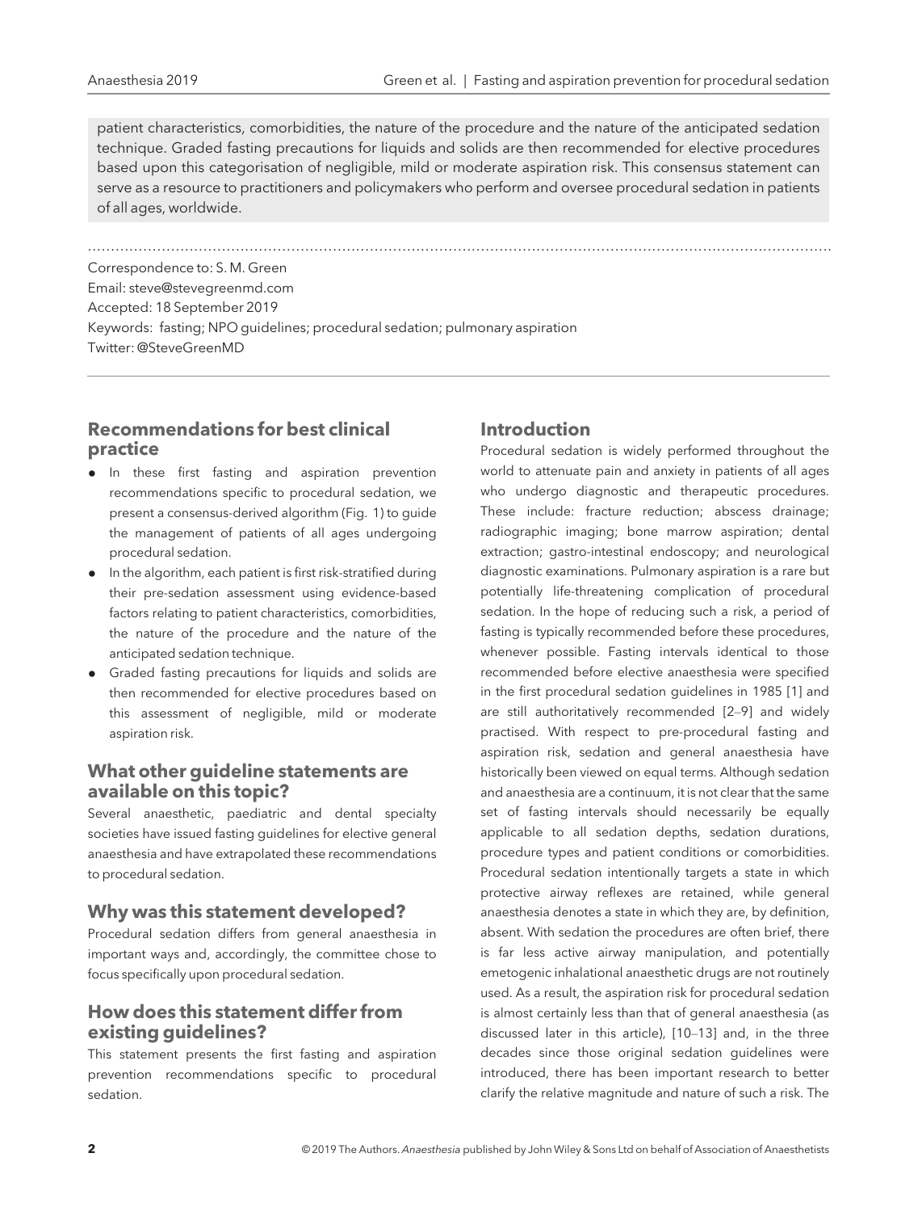patient characteristics, comorbidities, the nature of the procedure and the nature of the anticipated sedation technique. Graded fasting precautions for liquids and solids are then recommended for elective procedures based upon this categorisation of negligible, mild or moderate aspiration risk. This consensus statement can serve as a resource to practitioners and policymakers who perform and oversee procedural sedation in patients of all ages, worldwide.

Correspondence to: S. M. Green
Email: steve@stevegreenmd.com
Accepted: 18 September 2019
Keywords: fasting; NPO guidelines; procedural sedation; pulmonary aspiration
Twitter: @SteveGreenMD

## Recommendations for best clinical practice

- In these first fasting and aspiration prevention recommendations specific to procedural sedation, we present a consensus-derived algorithm (Fig. 1) to guide the management of patients of all ages undergoing procedural sedation.
- In the algorithm, each patient is first risk-stratified during their pre-sedation assessment using evidence-based factors relating to patient characteristics, comorbidities, the nature of the procedure and the nature of the anticipated sedation technique.
- Graded fasting precautions for liquids and solids are then recommended for elective procedures based on this assessment of negligible, mild or moderate aspiration risk.

## What other guideline statements are available on this topic?

Several anaesthetic, paediatric and dental specialty societies have issued fasting guidelines for elective general anaesthesia and have extrapolated these recommendations to procedural sedation.

## Why was this statement developed?

Procedural sedation differs from general anaesthesia in important ways and, accordingly, the committee chose to focus specifically upon procedural sedation.

## How does this statement differ from existing guidelines?

This statement presents the first fasting and aspiration prevention recommendations specific to procedural sedation.

## Introduction

Procedural sedation is widely performed throughout the world to attenuate pain and anxiety in patients of all ages who undergo diagnostic and therapeutic procedures. These include: fracture reduction; abscess drainage; radiographic imaging; bone marrow aspiration; dental extraction; gastro-intestinal endoscopy; and neurological diagnostic examinations. Pulmonary aspiration is a rare but potentially life-threatening complication of procedural sedation. In the hope of reducing such a risk, a period of fasting is typically recommended before these procedures, whenever possible. Fasting intervals identical to those recommended before elective anaesthesia were specified in the first procedural sedation guidelines in 1985 [1] and are still authoritatively recommended [2–9] and widely practised. With respect to pre-procedural fasting and aspiration risk, sedation and general anaesthesia have historically been viewed on equal terms. Although sedation and anaesthesia are a continuum, it is not clear that the same set of fasting intervals should necessarily be equally applicable to all sedation depths, sedation durations, procedure types and patient conditions or comorbidities. Procedural sedation intentionally targets a state in which protective airway reflexes are retained, while general anaesthesia denotes a state in which they are, by definition, absent. With sedation the procedures are often brief, there is far less active airway manipulation, and potentially emetogenic inhalational anaesthetic drugs are not routinely used. As a result, the aspiration risk for procedural sedation is almost certainly less than that of general anaesthesia (as discussed later in this article), [10–13] and, in the three decades since those original sedation guidelines were introduced, there has been important research to better clarify the relative magnitude and nature of such a risk. The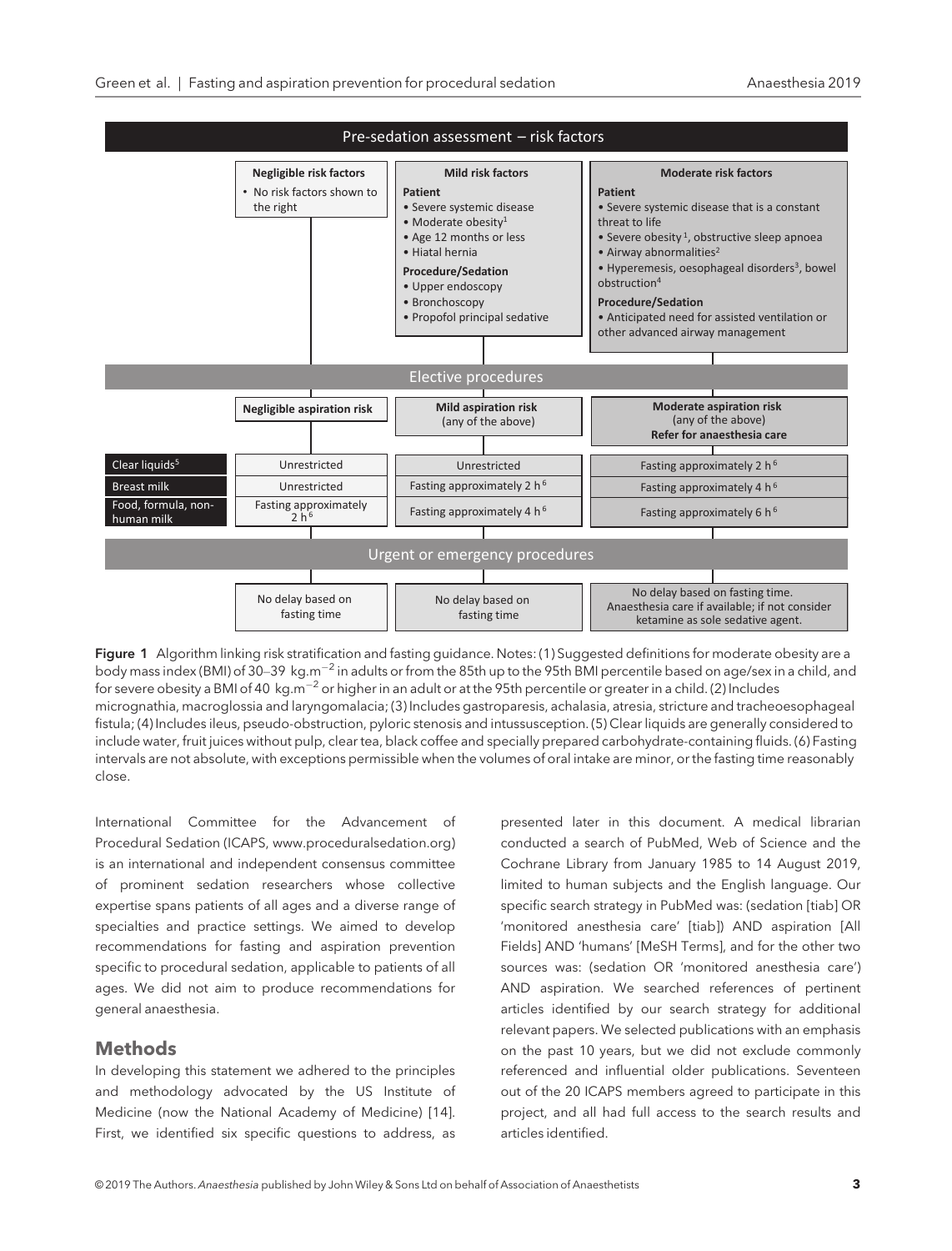**Pre-sedation assessment – risk factors**

| | Negligible risk factors | Mild risk factors | Moderate risk factors |
|---|---|---|---|
| | • No risk factors shown to the right | **Patient**<br>• Severe systemic disease<br>• Moderate obesity[1]<br>• Age 12 months or less<br>• Hiatal hernia<br>**Procedure/Sedation**<br>• Upper endoscopy<br>• Bronchoscopy<br>• Propofol principal sedative | **Patient**<br>• Severe systemic disease that is a constant threat to life<br>• Severe obesity[1], obstructive sleep apnoea<br>• Airway abnormalities[2]<br>• Hyperemesis, oesophageal disorders[3], bowel obstruction[4]<br>**Procedure/Sedation**<br>• Anticipated need for assisted ventilation or other advanced airway management |
| **Elective procedures** | | | |
| | **Negligible aspiration risk** | **Mild aspiration risk** (any of the above) | **Moderate aspiration risk** (any of the above) **Refer for anaesthesia care** |
| Clear liquids[5] | Unrestricted | Unrestricted | Fasting approximately 2 h[6] |
| Breast milk | Unrestricted | Fasting approximately 2 h[6] | Fasting approximately 4 h[6] |
| Food, formula, non-human milk | Fasting approximately 2 h[6] | Fasting approximately 4 h[6] | Fasting approximately 6 h[6] |
| **Urgent or emergency procedures** | | | |
| | No delay based on fasting time | No delay based on fasting time | No delay based on fasting time. Anaesthesia care if available; if not consider ketamine as sole sedative agent. |

**Figure 1** Algorithm linking risk stratification and fasting guidance. Notes: (1) Suggested definitions for moderate obesity are a body mass index (BMI) of 30–39 kg.m$^{-2}$ in adults or from the 85th up to the 95th BMI percentile based on age/sex in a child, and for severe obesity a BMI of 40 kg.m$^{-2}$ or higher in an adult or at the 95th percentile or greater in a child. (2) Includes micrognathia, macroglossia and laryngomalacia; (3) Includes gastroparesis, achalasia, atresia, stricture and tracheoesophageal fistula; (4) Includes ileus, pseudo-obstruction, pyloric stenosis and intussusception. (5) Clear liquids are generally considered to include water, fruit juices without pulp, clear tea, black coffee and specially prepared carbohydrate-containing fluids. (6) Fasting intervals are not absolute, with exceptions permissible when the volumes of oral intake are minor, or the fasting time reasonably close.

International Committee for the Advancement of Procedural Sedation (ICAPS, www.proceduralsedation.org) is an international and independent consensus committee of prominent sedation researchers whose collective expertise spans patients of all ages and a diverse range of specialties and practice settings. We aimed to develop recommendations for fasting and aspiration prevention specific to procedural sedation, applicable to patients of all ages. We did not aim to produce recommendations for general anaesthesia.

## Methods

In developing this statement we adhered to the principles and methodology advocated by the US Institute of Medicine (now the National Academy of Medicine) [14]. First, we identified six specific questions to address, as presented later in this document. A medical librarian conducted a search of PubMed, Web of Science and the Cochrane Library from January 1985 to 14 August 2019, limited to human subjects and the English language. Our specific search strategy in PubMed was: (sedation [tiab] OR 'monitored anesthesia care' [tiab]) AND aspiration [All Fields] AND 'humans' [MeSH Terms], and for the other two sources was: (sedation OR 'monitored anesthesia care') AND aspiration. We searched references of pertinent articles identified by our search strategy for additional relevant papers. We selected publications with an emphasis on the past 10 years, but we did not exclude commonly referenced and influential older publications. Seventeen out of the 20 ICAPS members agreed to participate in this project, and all had full access to the search results and articles identified.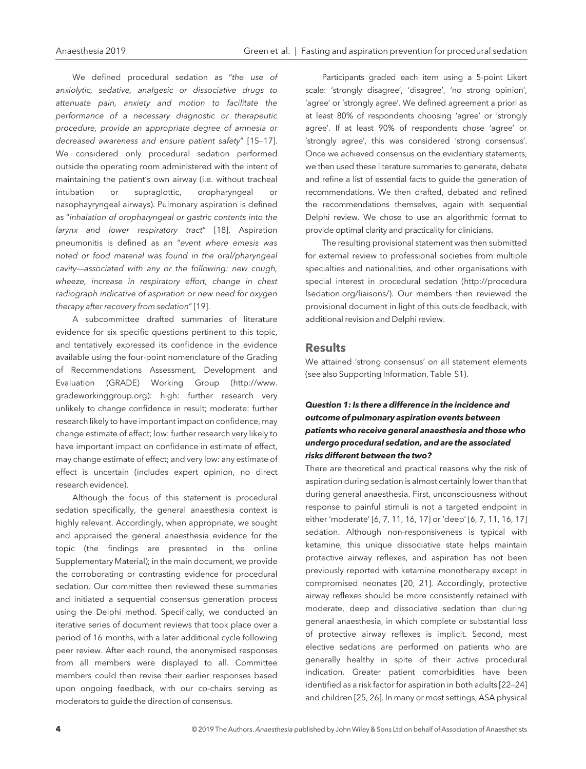We defined procedural sedation as "*the use of anxiolytic, sedative, analgesic or dissociative drugs to attenuate pain, anxiety and motion to facilitate the performance of a necessary diagnostic or therapeutic procedure, provide an appropriate degree of amnesia or decreased awareness and ensure patient safety*" [15–17]. We considered only procedural sedation performed outside the operating room administered with the intent of maintaining the patient's own airway (i.e. without tracheal intubation or supraglottic, oropharyngeal or nasophayryngeal airways). Pulmonary aspiration is defined as "*inhalation of oropharyngeal or gastric contents into the larynx and lower respiratory tract*" [18]. Aspiration pneumonitis is defined as an "*event where emesis was noted or food material was found in the oral/pharyngeal cavity—associated with any or the following: new cough, wheeze, increase in respiratory effort, change in chest radiograph indicative of aspiration or new need for oxygen therapy after recovery from sedation*" [19].

A subcommittee drafted summaries of literature evidence for six specific questions pertinent to this topic, and tentatively expressed its confidence in the evidence available using the four-point nomenclature of the Grading of Recommendations Assessment, Development and Evaluation (GRADE) Working Group (http://www.gradeworkinggroup.org): high: further research very unlikely to change confidence in result; moderate: further research likely to have important impact on confidence, may change estimate of effect; low: further research very likely to have important impact on confidence in estimate of effect, may change estimate of effect; and very low: any estimate of effect is uncertain (includes expert opinion, no direct research evidence).

Although the focus of this statement is procedural sedation specifically, the general anaesthesia context is highly relevant. Accordingly, when appropriate, we sought and appraised the general anaesthesia evidence for the topic (the findings are presented in the online Supplementary Material); in the main document, we provide the corroborating or contrasting evidence for procedural sedation. Our committee then reviewed these summaries and initiated a sequential consensus generation process using the Delphi method. Specifically, we conducted an iterative series of document reviews that took place over a period of 16 months, with a later additional cycle following peer review. After each round, the anonymised responses from all members were displayed to all. Committee members could then revise their earlier responses based upon ongoing feedback, with our co-chairs serving as moderators to guide the direction of consensus.

Participants graded each item using a 5-point Likert scale: 'strongly disagree', 'disagree', 'no strong opinion', 'agree' or 'strongly agree'. We defined agreement a priori as at least 80% of respondents choosing 'agree' or 'strongly agree'. If at least 90% of respondents chose 'agree' or 'strongly agree', this was considered 'strong consensus'. Once we achieved consensus on the evidentiary statements, we then used these literature summaries to generate, debate and refine a list of essential facts to guide the generation of recommendations. We then drafted, debated and refined the recommendations themselves, again with sequential Delphi review. We chose to use an algorithmic format to provide optimal clarity and practicality for clinicians.

The resulting provisional statement was then submitted for external review to professional societies from multiple specialties and nationalities, and other organisations with special interest in procedural sedation (http://proceduralsedation.org/liaisons/). Our members then reviewed the provisional document in light of this outside feedback, with additional revision and Delphi review.

## Results

We attained 'strong consensus' on all statement elements (see also Supporting Information, Table S1).

### *Question 1: Is there a difference in the incidence and outcome of pulmonary aspiration events between patients who receive general anaesthesia and those who undergo procedural sedation, and are the associated risks different between the two?*

There are theoretical and practical reasons why the risk of aspiration during sedation is almost certainly lower than that during general anaesthesia. First, unconsciousness without response to painful stimuli is not a targeted endpoint in either 'moderate' [6, 7, 11, 16, 17] or 'deep' [6, 7, 11, 16, 17] sedation. Although non-responsiveness is typical with ketamine, this unique dissociative state helps maintain protective airway reflexes, and aspiration has not been previously reported with ketamine monotherapy except in compromised neonates [20, 21]. Accordingly, protective airway reflexes should be more consistently retained with moderate, deep and dissociative sedation than during general anaesthesia, in which complete or substantial loss of protective airway reflexes is implicit. Second, most elective sedations are performed on patients who are generally healthy in spite of their active procedural indication. Greater patient comorbidities have been identified as a risk factor for aspiration in both adults [22–24] and children [25, 26]. In many or most settings, ASA physical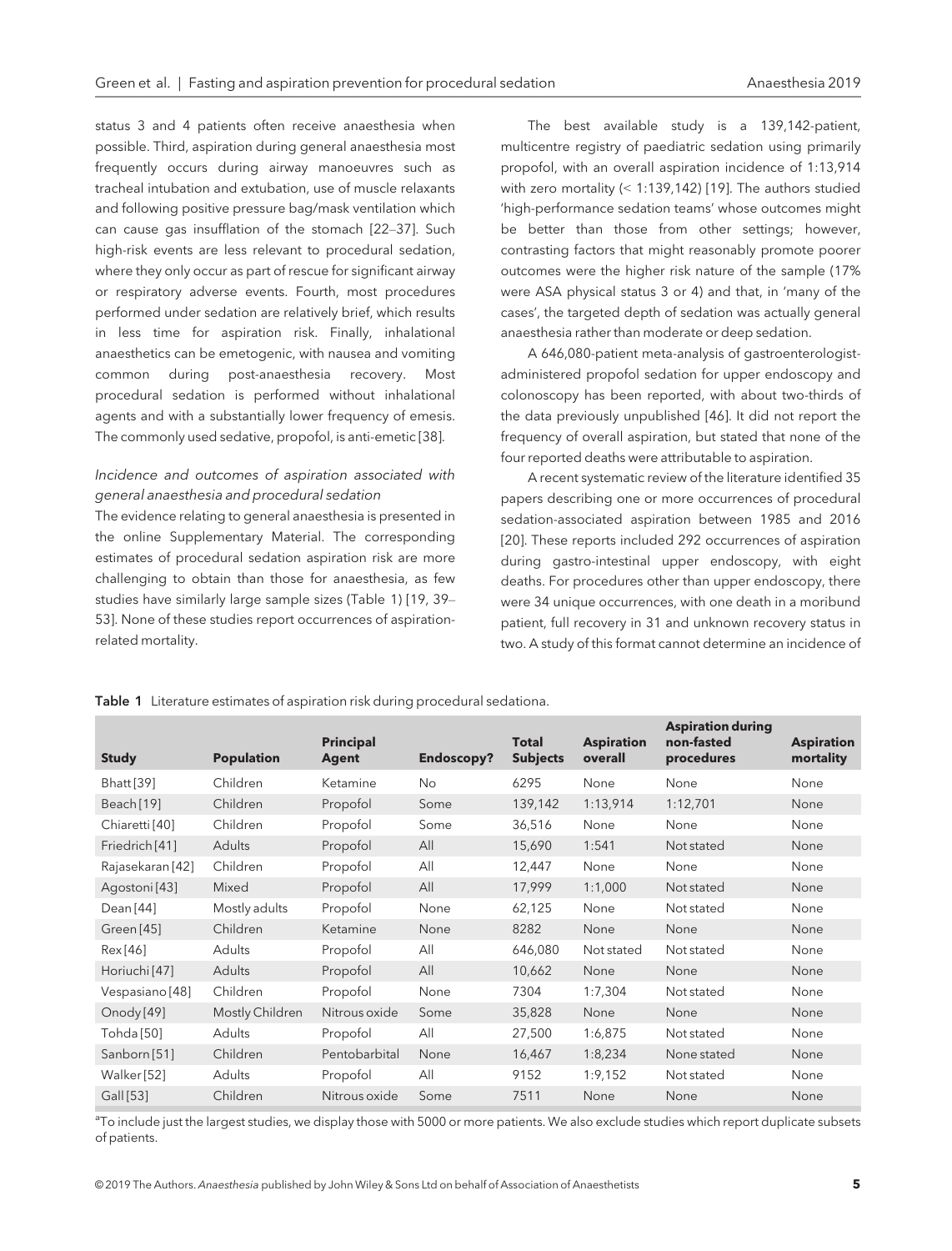status 3 and 4 patients often receive anaesthesia when possible. Third, aspiration during general anaesthesia most frequently occurs during airway manoeuvres such as tracheal intubation and extubation, use of muscle relaxants and following positive pressure bag/mask ventilation which can cause gas insufflation of the stomach [22–37]. Such high-risk events are less relevant to procedural sedation, where they only occur as part of rescue for significant airway or respiratory adverse events. Fourth, most procedures performed under sedation are relatively brief, which results in less time for aspiration risk. Finally, inhalational anaesthetics can be emetogenic, with nausea and vomiting common during post-anaesthesia recovery. Most procedural sedation is performed without inhalational agents and with a substantially lower frequency of emesis. The commonly used sedative, propofol, is anti-emetic [38].

### *Incidence and outcomes of aspiration associated with general anaesthesia and procedural sedation*

The evidence relating to general anaesthesia is presented in the online Supplementary Material. The corresponding estimates of procedural sedation aspiration risk are more challenging to obtain than those for anaesthesia, as few studies have similarly large sample sizes (Table 1) [19, 39–53]. None of these studies report occurrences of aspiration-related mortality.

The best available study is a 139,142-patient, multicentre registry of paediatric sedation using primarily propofol, with an overall aspiration incidence of 1:13,914 with zero mortality (< 1:139,142) [19]. The authors studied 'high-performance sedation teams' whose outcomes might be better than those from other settings; however, contrasting factors that might reasonably promote poorer outcomes were the higher risk nature of the sample (17% were ASA physical status 3 or 4) and that, in 'many of the cases', the targeted depth of sedation was actually general anaesthesia rather than moderate or deep sedation.

A 646,080-patient meta-analysis of gastroenterologist-administered propofol sedation for upper endoscopy and colonoscopy has been reported, with about two-thirds of the data previously unpublished [46]. It did not report the frequency of overall aspiration, but stated that none of the four reported deaths were attributable to aspiration.

A recent systematic review of the literature identified 35 papers describing one or more occurrences of procedural sedation-associated aspiration between 1985 and 2016 [20]. These reports included 292 occurrences of aspiration during gastro-intestinal upper endoscopy, with eight deaths. For procedures other than upper endoscopy, there were 34 unique occurrences, with one death in a moribund patient, full recovery in 31 and unknown recovery status in two. A study of this format cannot determine an incidence of

**Table 1** Literature estimates of aspiration risk during procedural sedation[a].

| Study | Population | Principal Agent | Endoscopy? | Total Subjects | Aspiration overall | Aspiration during non-fasted procedures | Aspiration mortality |
|---|---|---|---|---|---|---|---|
| Bhatt [39] | Children | Ketamine | No | 6295 | None | None | None |
| Beach [19] | Children | Propofol | Some | 139,142 | 1:13,914 | 1:12,701 | None |
| Chiaretti [40] | Children | Propofol | Some | 36,516 | None | None | None |
| Friedrich [41] | Adults | Propofol | All | 15,690 | 1:541 | Not stated | None |
| Rajasekaran [42] | Children | Propofol | All | 12,447 | None | None | None |
| Agostoni [43] | Mixed | Propofol | All | 17,999 | 1:1,000 | Not stated | None |
| Dean [44] | Mostly adults | Propofol | None | 62,125 | None | Not stated | None |
| Green [45] | Children | Ketamine | None | 8282 | None | None | None |
| Rex [46] | Adults | Propofol | All | 646,080 | Not stated | Not stated | None |
| Horiuchi [47] | Adults | Propofol | All | 10,662 | None | None | None |
| Vespasiano [48] | Children | Propofol | None | 7304 | 1:7,304 | Not stated | None |
| Onody [49] | Mostly Children | Nitrous oxide | Some | 35,828 | None | None | None |
| Tohda [50] | Adults | Propofol | All | 27,500 | 1:6,875 | Not stated | None |
| Sanborn [51] | Children | Pentobarbital | None | 16,467 | 1:8,234 | None stated | None |
| Walker [52] | Adults | Propofol | All | 9152 | 1:9,152 | Not stated | None |
| Gall [53] | Children | Nitrous oxide | Some | 7511 | None | None | None |

[a]To include just the largest studies, we display those with 5000 or more patients. We also exclude studies which report duplicate subsets of patients.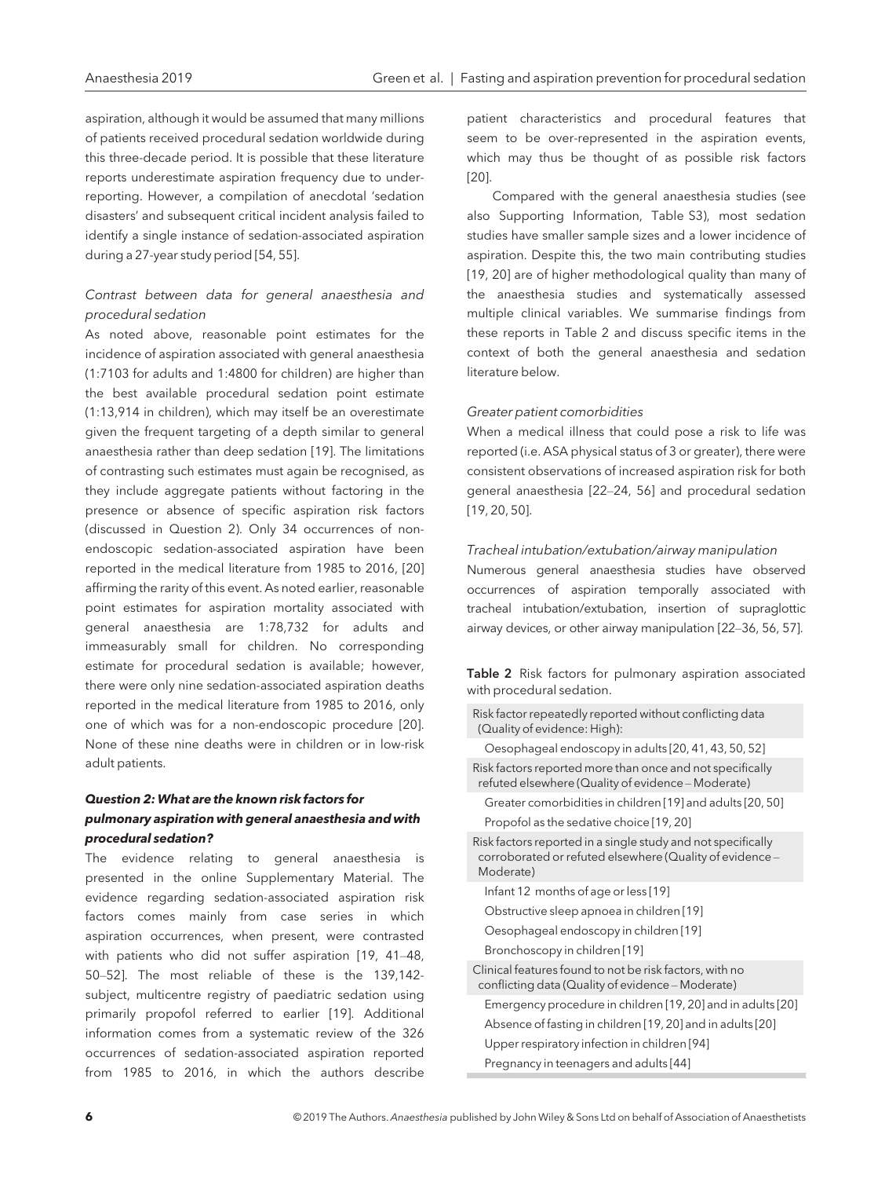aspiration, although it would be assumed that many millions of patients received procedural sedation worldwide during this three-decade period. It is possible that these literature reports underestimate aspiration frequency due to under-reporting. However, a compilation of anecdotal 'sedation disasters' and subsequent critical incident analysis failed to identify a single instance of sedation-associated aspiration during a 27-year study period [54, 55].

### *Contrast between data for general anaesthesia and procedural sedation*

As noted above, reasonable point estimates for the incidence of aspiration associated with general anaesthesia (1:7103 for adults and 1:4800 for children) are higher than the best available procedural sedation point estimate (1:13,914 in children), which may itself be an overestimate given the frequent targeting of a depth similar to general anaesthesia rather than deep sedation [19]. The limitations of contrasting such estimates must again be recognised, as they include aggregate patients without factoring in the presence or absence of specific aspiration risk factors (discussed in Question 2). Only 34 occurrences of non-endoscopic sedation-associated aspiration have been reported in the medical literature from 1985 to 2016, [20] affirming the rarity of this event. As noted earlier, reasonable point estimates for aspiration mortality associated with general anaesthesia are 1:78,732 for adults and immeasurably small for children. No corresponding estimate for procedural sedation is available; however, there were only nine sedation-associated aspiration deaths reported in the medical literature from 1985 to 2016, only one of which was for a non-endoscopic procedure [20]. None of these nine deaths were in children or in low-risk adult patients.

### **Question 2: What are the known risk factors for pulmonary aspiration with general anaesthesia and with procedural sedation?**

The evidence relating to general anaesthesia is presented in the online Supplementary Material. The evidence regarding sedation-associated aspiration risk factors comes mainly from case series in which aspiration occurrences, when present, were contrasted with patients who did not suffer aspiration [19, 41–48, 50–52]. The most reliable of these is the 139,142-subject, multicentre registry of paediatric sedation using primarily propofol referred to earlier [19]. Additional information comes from a systematic review of the 326 occurrences of sedation-associated aspiration reported from 1985 to 2016, in which the authors describe patient characteristics and procedural features that seem to be over-represented in the aspiration events, which may thus be thought of as possible risk factors [20].

Compared with the general anaesthesia studies (see also Supporting Information, Table S3), most sedation studies have smaller sample sizes and a lower incidence of aspiration. Despite this, the two main contributing studies [19, 20] are of higher methodological quality than many of the anaesthesia studies and systematically assessed multiple clinical variables. We summarise findings from these reports in Table 2 and discuss specific items in the context of both the general anaesthesia and sedation literature below.

### *Greater patient comorbidities*

When a medical illness that could pose a risk to life was reported (i.e. ASA physical status of 3 or greater), there were consistent observations of increased aspiration risk for both general anaesthesia [22–24, 56] and procedural sedation [19, 20, 50].

### *Tracheal intubation/extubation/airway manipulation*

Numerous general anaesthesia studies have observed occurrences of aspiration temporally associated with tracheal intubation/extubation, insertion of supraglottic airway devices, or other airway manipulation [22–36, 56, 57].

**Table 2** Risk factors for pulmonary aspiration associated with procedural sedation.

| |
|---|
| Risk factor repeatedly reported without conflicting data (Quality of evidence: High): |
| Oesophageal endoscopy in adults [20, 41, 43, 50, 52] |
| Risk factors reported more than once and not specifically refuted elsewhere (Quality of evidence – Moderate) |
| Greater comorbidities in children [19] and adults [20, 50] |
| Propofol as the sedative choice [19, 20] |
| Risk factors reported in a single study and not specifically corroborated or refuted elsewhere (Quality of evidence – Moderate) |
| Infant 12 months of age or less [19] |
| Obstructive sleep apnoea in children [19] |
| Oesophageal endoscopy in children [19] |
| Bronchoscopy in children [19] |
| Clinical features found to not be risk factors, with no conflicting data (Quality of evidence – Moderate) |
| Emergency procedure in children [19, 20] and in adults [20] |
| Absence of fasting in children [19, 20] and in adults [20] |
| Upper respiratory infection in children [94] |
| Pregnancy in teenagers and adults [44] |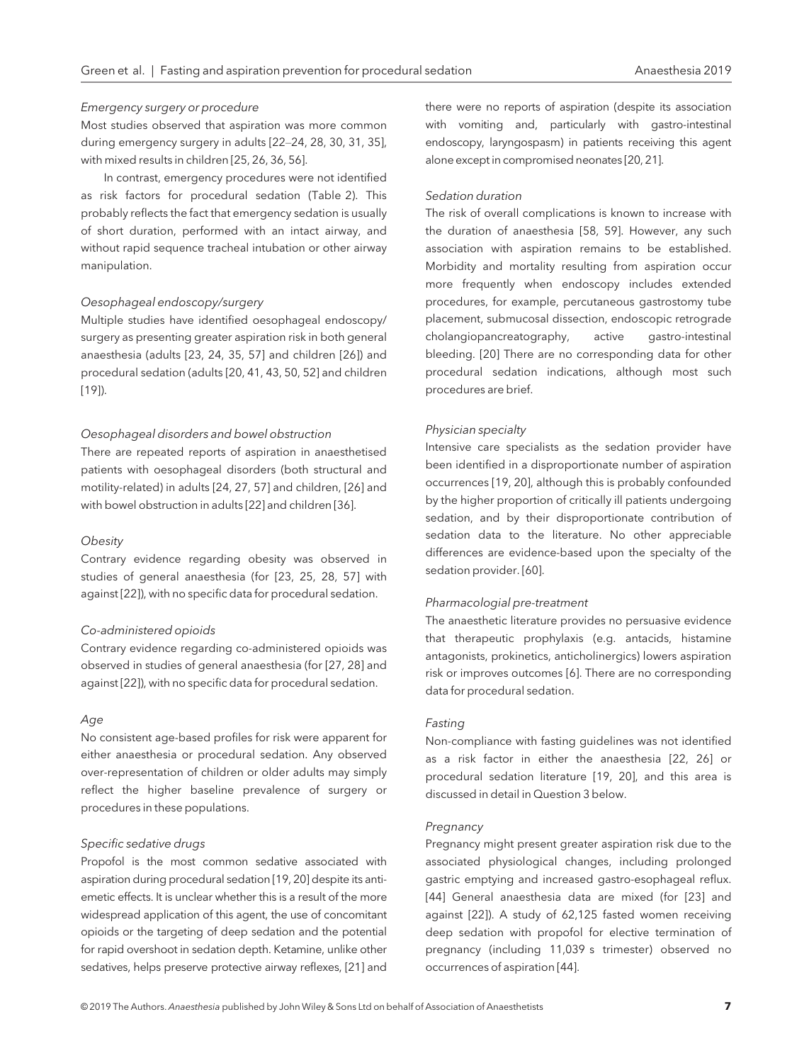*Emergency surgery or procedure*

Most studies observed that aspiration was more common during emergency surgery in adults [22–24, 28, 30, 31, 35], with mixed results in children [25, 26, 36, 56].

In contrast, emergency procedures were not identified as risk factors for procedural sedation (Table 2). This probably reflects the fact that emergency sedation is usually of short duration, performed with an intact airway, and without rapid sequence tracheal intubation or other airway manipulation.

*Oesophageal endoscopy/surgery*

Multiple studies have identified oesophageal endoscopy/surgery as presenting greater aspiration risk in both general anaesthesia (adults [23, 24, 35, 57] and children [26]) and procedural sedation (adults [20, 41, 43, 50, 52] and children [19]).

*Oesophageal disorders and bowel obstruction*

There are repeated reports of aspiration in anaesthetised patients with oesophageal disorders (both structural and motility-related) in adults [24, 27, 57] and children, [26] and with bowel obstruction in adults [22] and children [36].

*Obesity*

Contrary evidence regarding obesity was observed in studies of general anaesthesia (for [23, 25, 28, 57] with against [22]), with no specific data for procedural sedation.

*Co-administered opioids*

Contrary evidence regarding co-administered opioids was observed in studies of general anaesthesia (for [27, 28] and against [22]), with no specific data for procedural sedation.

*Age*

No consistent age-based profiles for risk were apparent for either anaesthesia or procedural sedation. Any observed over-representation of children or older adults may simply reflect the higher baseline prevalence of surgery or procedures in these populations.

*Specific sedative drugs*

Propofol is the most common sedative associated with aspiration during procedural sedation [19, 20] despite its anti-emetic effects. It is unclear whether this is a result of the more widespread application of this agent, the use of concomitant opioids or the targeting of deep sedation and the potential for rapid overshoot in sedation depth. Ketamine, unlike other sedatives, helps preserve protective airway reflexes, [21] and there were no reports of aspiration (despite its association with vomiting and, particularly with gastro-intestinal endoscopy, laryngospasm) in patients receiving this agent alone except in compromised neonates [20, 21].

*Sedation duration*

The risk of overall complications is known to increase with the duration of anaesthesia [58, 59]. However, any such association with aspiration remains to be established. Morbidity and mortality resulting from aspiration occur more frequently when endoscopy includes extended procedures, for example, percutaneous gastrostomy tube placement, submucosal dissection, endoscopic retrograde cholangiopancreatography, active gastro-intestinal bleeding. [20] There are no corresponding data for other procedural sedation indications, although most such procedures are brief.

*Physician specialty*

Intensive care specialists as the sedation provider have been identified in a disproportionate number of aspiration occurrences [19, 20], although this is probably confounded by the higher proportion of critically ill patients undergoing sedation, and by their disproportionate contribution of sedation data to the literature. No other appreciable differences are evidence-based upon the specialty of the sedation provider. [60].

*Pharmacologial pre-treatment*

The anaesthetic literature provides no persuasive evidence that therapeutic prophylaxis (e.g. antacids, histamine antagonists, prokinetics, anticholinergics) lowers aspiration risk or improves outcomes [6]. There are no corresponding data for procedural sedation.

*Fasting*

Non-compliance with fasting guidelines was not identified as a risk factor in either the anaesthesia [22, 26] or procedural sedation literature [19, 20], and this area is discussed in detail in Question 3 below.

*Pregnancy*

Pregnancy might present greater aspiration risk due to the associated physiological changes, including prolonged gastric emptying and increased gastro-esophageal reflux. [44] General anaesthesia data are mixed (for [23] and against [22]). A study of 62,125 fasted women receiving deep sedation with propofol for elective termination of pregnancy (including 11,039 s trimester) observed no occurrences of aspiration [44].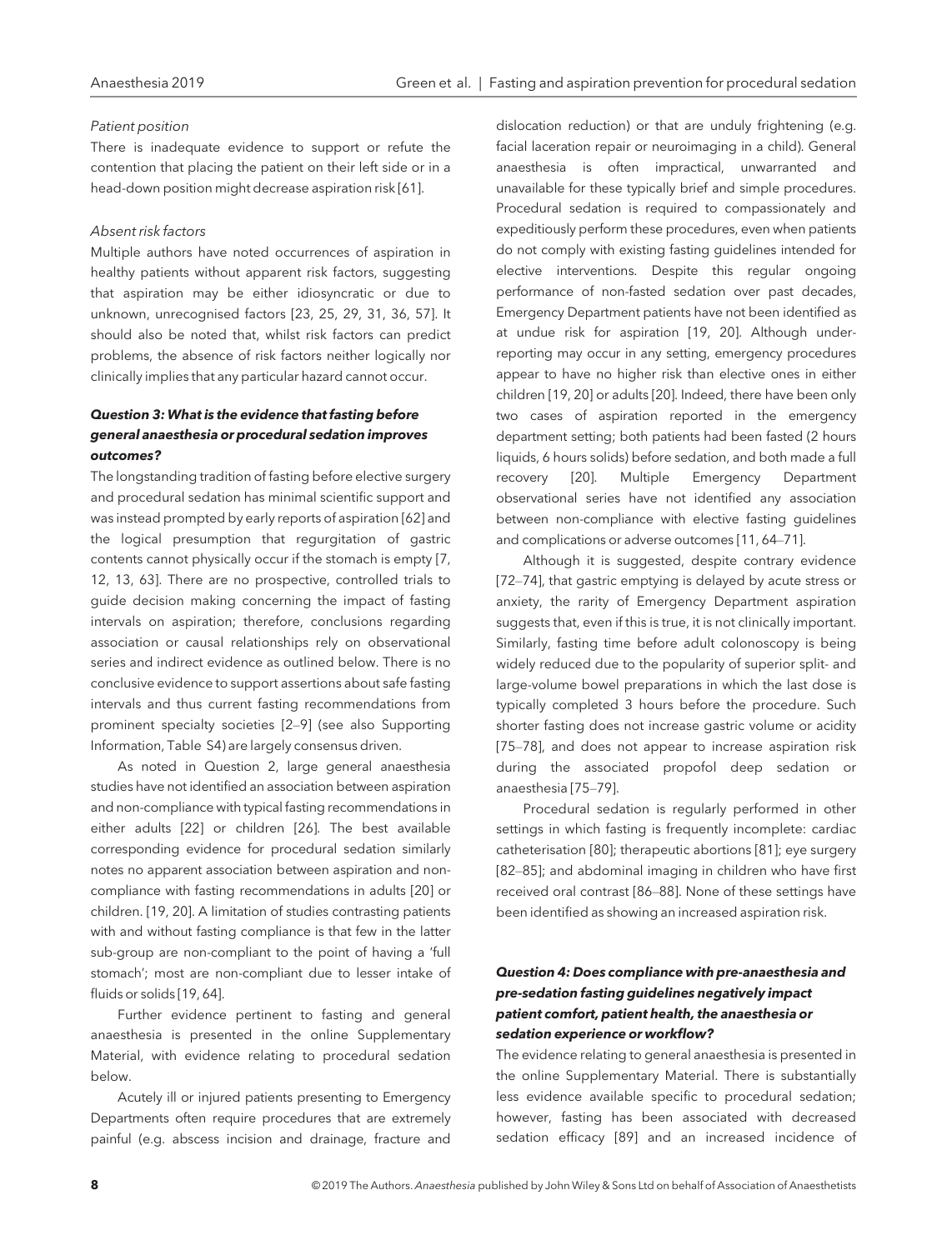*Patient position*

There is inadequate evidence to support or refute the contention that placing the patient on their left side or in a head-down position might decrease aspiration risk [61].

*Absent risk factors*

Multiple authors have noted occurrences of aspiration in healthy patients without apparent risk factors, suggesting that aspiration may be either idiosyncratic or due to unknown, unrecognised factors [23, 25, 29, 31, 36, 57]. It should also be noted that, whilst risk factors can predict problems, the absence of risk factors neither logically nor clinically implies that any particular hazard cannot occur.

### *Question 3: What is the evidence that fasting before general anaesthesia or procedural sedation improves outcomes?*

The longstanding tradition of fasting before elective surgery and procedural sedation has minimal scientific support and was instead prompted by early reports of aspiration [62] and the logical presumption that regurgitation of gastric contents cannot physically occur if the stomach is empty [7, 12, 13, 63]. There are no prospective, controlled trials to guide decision making concerning the impact of fasting intervals on aspiration; therefore, conclusions regarding association or causal relationships rely on observational series and indirect evidence as outlined below. There is no conclusive evidence to support assertions about safe fasting intervals and thus current fasting recommendations from prominent specialty societies [2–9] (see also Supporting Information, Table S4) are largely consensus driven.

As noted in Question 2, large general anaesthesia studies have not identified an association between aspiration and non-compliance with typical fasting recommendations in either adults [22] or children [26]. The best available corresponding evidence for procedural sedation similarly notes no apparent association between aspiration and non-compliance with fasting recommendations in adults [20] or children. [19, 20]. A limitation of studies contrasting patients with and without fasting compliance is that few in the latter sub-group are non-compliant to the point of having a 'full stomach'; most are non-compliant due to lesser intake of fluids or solids [19, 64].

Further evidence pertinent to fasting and general anaesthesia is presented in the online Supplementary Material, with evidence relating to procedural sedation below.

Acutely ill or injured patients presenting to Emergency Departments often require procedures that are extremely painful (e.g. abscess incision and drainage, fracture and dislocation reduction) or that are unduly frightening (e.g. facial laceration repair or neuroimaging in a child). General anaesthesia is often impractical, unwarranted and unavailable for these typically brief and simple procedures. Procedural sedation is required to compassionately and expeditiously perform these procedures, even when patients do not comply with existing fasting guidelines intended for elective interventions. Despite this regular ongoing performance of non-fasted sedation over past decades, Emergency Department patients have not been identified as at undue risk for aspiration [19, 20]. Although under-reporting may occur in any setting, emergency procedures appear to have no higher risk than elective ones in either children [19, 20] or adults [20]. Indeed, there have been only two cases of aspiration reported in the emergency department setting; both patients had been fasted (2 hours liquids, 6 hours solids) before sedation, and both made a full recovery [20]. Multiple Emergency Department observational series have not identified any association between non-compliance with elective fasting guidelines and complications or adverse outcomes [11, 64–71].

Although it is suggested, despite contrary evidence [72–74], that gastric emptying is delayed by acute stress or anxiety, the rarity of Emergency Department aspiration suggests that, even if this is true, it is not clinically important. Similarly, fasting time before adult colonoscopy is being widely reduced due to the popularity of superior split- and large-volume bowel preparations in which the last dose is typically completed 3 hours before the procedure. Such shorter fasting does not increase gastric volume or acidity [75–78], and does not appear to increase aspiration risk during the associated propofol deep sedation or anaesthesia [75–79].

Procedural sedation is regularly performed in other settings in which fasting is frequently incomplete: cardiac catheterisation [80]; therapeutic abortions [81]; eye surgery [82–85]; and abdominal imaging in children who have first received oral contrast [86–88]. None of these settings have been identified as showing an increased aspiration risk.

### *Question 4: Does compliance with pre-anaesthesia and pre-sedation fasting guidelines negatively impact patient comfort, patient health, the anaesthesia or sedation experience or workflow?*

The evidence relating to general anaesthesia is presented in the online Supplementary Material. There is substantially less evidence available specific to procedural sedation; however, fasting has been associated with decreased sedation efficacy [89] and an increased incidence of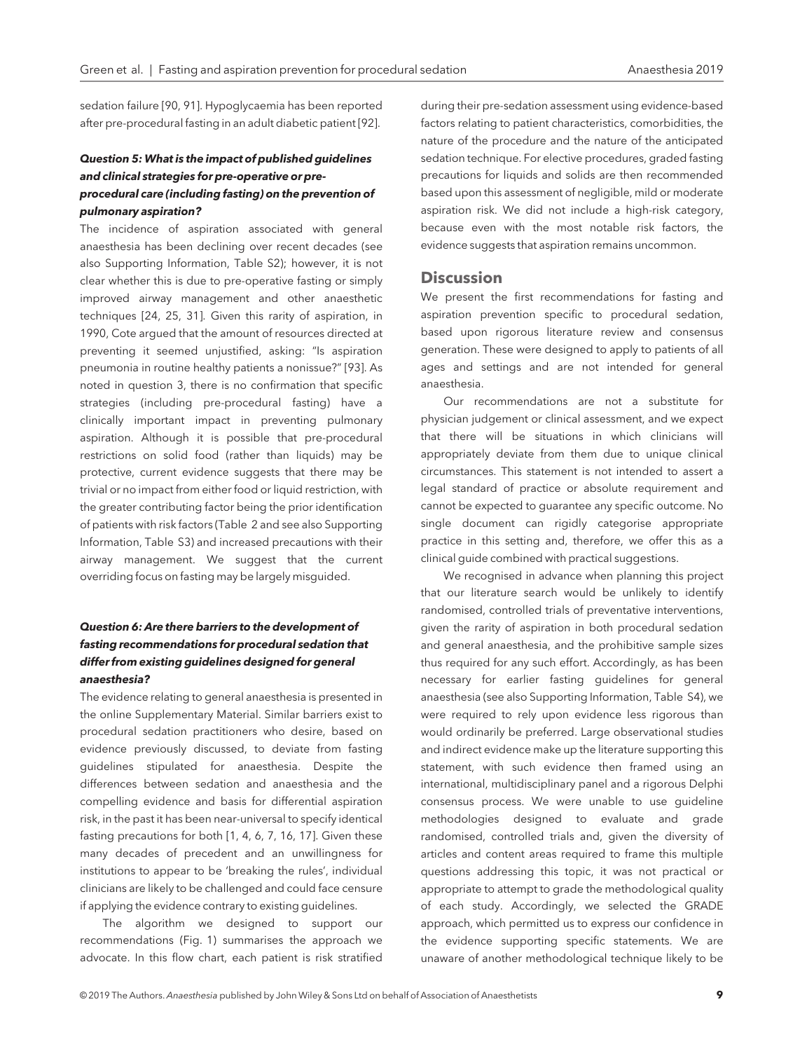sedation failure [90, 91]. Hypoglycaemia has been reported after pre-procedural fasting in an adult diabetic patient [92].

### *Question 5: What is the impact of published guidelines and clinical strategies for pre-operative or pre-procedural care (including fasting) on the prevention of pulmonary aspiration?*

The incidence of aspiration associated with general anaesthesia has been declining over recent decades (see also Supporting Information, Table S2); however, it is not clear whether this is due to pre-operative fasting or simply improved airway management and other anaesthetic techniques [24, 25, 31]. Given this rarity of aspiration, in 1990, Cote argued that the amount of resources directed at preventing it seemed unjustified, asking: "Is aspiration pneumonia in routine healthy patients a nonissue?" [93]. As noted in question 3, there is no confirmation that specific strategies (including pre-procedural fasting) have a clinically important impact in preventing pulmonary aspiration. Although it is possible that pre-procedural restrictions on solid food (rather than liquids) may be protective, current evidence suggests that there may be trivial or no impact from either food or liquid restriction, with the greater contributing factor being the prior identification of patients with risk factors (Table 2 and see also Supporting Information, Table S3) and increased precautions with their airway management. We suggest that the current overriding focus on fasting may be largely misguided.

### *Question 6: Are there barriers to the development of fasting recommendations for procedural sedation that differ from existing guidelines designed for general anaesthesia?*

The evidence relating to general anaesthesia is presented in the online Supplementary Material. Similar barriers exist to procedural sedation practitioners who desire, based on evidence previously discussed, to deviate from fasting guidelines stipulated for anaesthesia. Despite the differences between sedation and anaesthesia and the compelling evidence and basis for differential aspiration risk, in the past it has been near-universal to specify identical fasting precautions for both [1, 4, 6, 7, 16, 17]. Given these many decades of precedent and an unwillingness for institutions to appear to be 'breaking the rules', individual clinicians are likely to be challenged and could face censure if applying the evidence contrary to existing guidelines.

The algorithm we designed to support our recommendations (Fig. 1) summarises the approach we advocate. In this flow chart, each patient is risk stratified during their pre-sedation assessment using evidence-based factors relating to patient characteristics, comorbidities, the nature of the procedure and the nature of the anticipated sedation technique. For elective procedures, graded fasting precautions for liquids and solids are then recommended based upon this assessment of negligible, mild or moderate aspiration risk. We did not include a high-risk category, because even with the most notable risk factors, the evidence suggests that aspiration remains uncommon.

## Discussion

We present the first recommendations for fasting and aspiration prevention specific to procedural sedation, based upon rigorous literature review and consensus generation. These were designed to apply to patients of all ages and settings and are not intended for general anaesthesia.

Our recommendations are not a substitute for physician judgement or clinical assessment, and we expect that there will be situations in which clinicians will appropriately deviate from them due to unique clinical circumstances. This statement is not intended to assert a legal standard of practice or absolute requirement and cannot be expected to guarantee any specific outcome. No single document can rigidly categorise appropriate practice in this setting and, therefore, we offer this as a clinical guide combined with practical suggestions.

We recognised in advance when planning this project that our literature search would be unlikely to identify randomised, controlled trials of preventative interventions, given the rarity of aspiration in both procedural sedation and general anaesthesia, and the prohibitive sample sizes thus required for any such effort. Accordingly, as has been necessary for earlier fasting guidelines for general anaesthesia (see also Supporting Information, Table S4), we were required to rely upon evidence less rigorous than would ordinarily be preferred. Large observational studies and indirect evidence make up the literature supporting this statement, with such evidence then framed using an international, multidisciplinary panel and a rigorous Delphi consensus process. We were unable to use guideline methodologies designed to evaluate and grade randomised, controlled trials and, given the diversity of articles and content areas required to frame this multiple questions addressing this topic, it was not practical or appropriate to attempt to grade the methodological quality of each study. Accordingly, we selected the GRADE approach, which permitted us to express our confidence in the evidence supporting specific statements. We are unaware of another methodological technique likely to be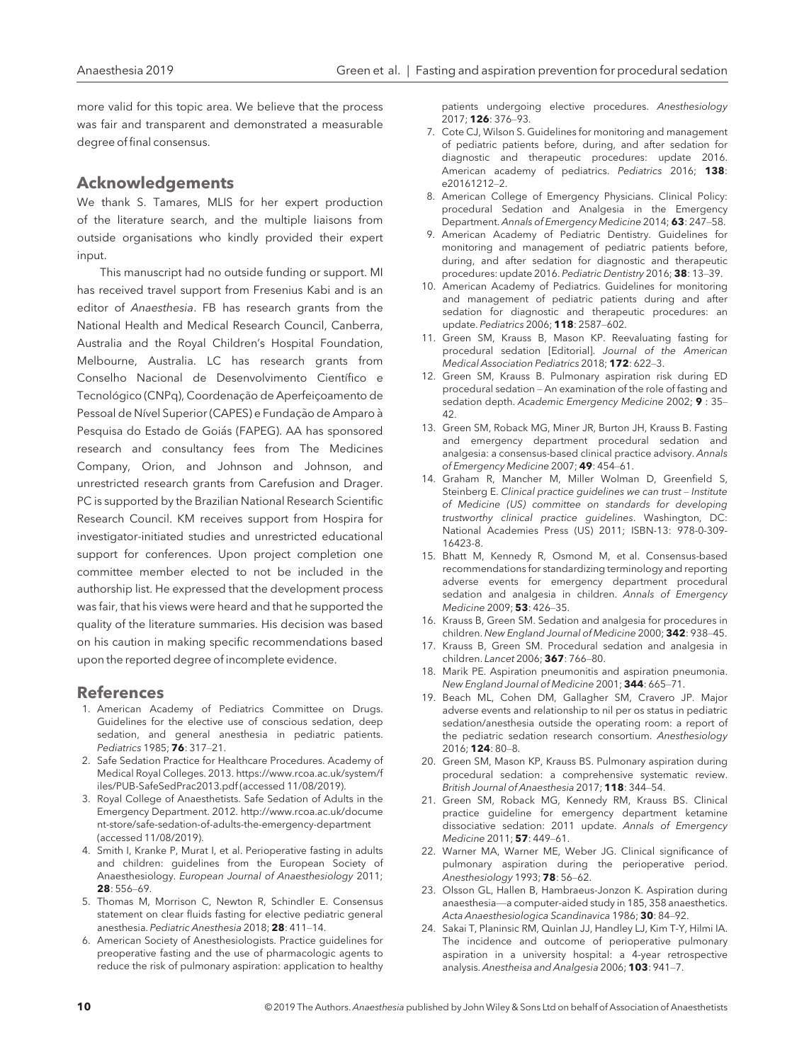more valid for this topic area. We believe that the process was fair and transparent and demonstrated a measurable degree of final consensus.

## Acknowledgements

We thank S. Tamares, MLIS for her expert production of the literature search, and the multiple liaisons from outside organisations who kindly provided their expert input.

This manuscript had no outside funding or support. MI has received travel support from Fresenius Kabi and is an editor of *Anaesthesia*. FB has research grants from the National Health and Medical Research Council, Canberra, Australia and the Royal Children's Hospital Foundation, Melbourne, Australia. LC has research grants from Conselho Nacional de Desenvolvimento Científico e Tecnológico (CNPq), Coordenação de Aperfeiçoamento de Pessoal de Nível Superior (CAPES) e Fundação de Amparo à Pesquisa do Estado de Goiás (FAPEG). AA has sponsored research and consultancy fees from The Medicines Company, Orion, and Johnson and Johnson, and unrestricted research grants from Carefusion and Drager. PC is supported by the Brazilian National Research Scientific Research Council. KM receives support from Hospira for investigator-initiated studies and unrestricted educational support for conferences. Upon project completion one committee member elected to not be included in the authorship list. He expressed that the development process was fair, that his views were heard and that he supported the quality of the literature summaries. His decision was based on his caution in making specific recommendations based upon the reported degree of incomplete evidence.

## References

1. American Academy of Pediatrics Committee on Drugs. Guidelines for the elective use of conscious sedation, deep sedation, and general anesthesia in pediatric patients. *Pediatrics* 1985; **76**: 317–21.
2. Safe Sedation Practice for Healthcare Procedures. Academy of Medical Royal Colleges. 2013. https://www.rcoa.ac.uk/system/files/PUB-SafeSedPrac2013.pdf (accessed 11/08/2019).
3. Royal College of Anaesthetists. Safe Sedation of Adults in the Emergency Department. 2012. http://www.rcoa.ac.uk/document-store/safe-sedation-of-adults-the-emergency-department (accessed 11/08/2019).
4. Smith I, Kranke P, Murat I, et al. Perioperative fasting in adults and children: guidelines from the European Society of Anaesthesiology. *European Journal of Anaesthesiology* 2011; **28**: 556–69.
5. Thomas M, Morrison C, Newton R, Schindler E. Consensus statement on clear fluids fasting for elective pediatric general anesthesia. *Pediatric Anesthesia* 2018; **28**: 411–14.
6. American Society of Anesthesiologists. Practice guidelines for preoperative fasting and the use of pharmacologic agents to reduce the risk of pulmonary aspiration: application to healthy patients undergoing elective procedures. *Anesthesiology* 2017; **126**: 376–93.
7. Cote CJ, Wilson S. Guidelines for monitoring and management of pediatric patients before, during, and after sedation for diagnostic and therapeutic procedures: update 2016. American academy of pediatrics. *Pediatrics* 2016; **138**: e20161212–2.
8. American College of Emergency Physicians. Clinical Policy: procedural Sedation and Analgesia in the Emergency Department. *Annals of Emergency Medicine* 2014; **63**: 247–58.
9. American Academy of Pediatric Dentistry. Guidelines for monitoring and management of pediatric patients before, during, and after sedation for diagnostic and therapeutic procedures: update 2016. *Pediatric Dentistry* 2016; **38**: 13–39.
10. American Academy of Pediatrics. Guidelines for monitoring and management of pediatric patients during and after sedation for diagnostic and therapeutic procedures: an update. *Pediatrics* 2006; **118**: 2587–602.
11. Green SM, Krauss B, Mason KP. Reevaluating fasting for procedural sedation [Editorial]. *Journal of the American Medical Association Pediatrics* 2018; **172**: 622–3.
12. Green SM, Krauss B. Pulmonary aspiration risk during ED procedural sedation – An examination of the role of fasting and sedation depth. *Academic Emergency Medicine* 2002; **9** : 35–42.
13. Green SM, Roback MG, Miner JR, Burton JH, Krauss B. Fasting and emergency department procedural sedation and analgesia: a consensus-based clinical practice advisory. *Annals of Emergency Medicine* 2007; **49**: 454–61.
14. Graham R, Mancher M, Miller Wolman D, Greenfield S, Steinberg E. *Clinical practice guidelines we can trust – Institute of Medicine (US) committee on standards for developing trustworthy clinical practice guidelines*. Washington, DC: National Academies Press (US) 2011; ISBN-13: 978-0-309-16423-8.
15. Bhatt M, Kennedy R, Osmond M, et al. Consensus-based recommendations for standardizing terminology and reporting adverse events for emergency department procedural sedation and analgesia in children. *Annals of Emergency Medicine* 2009; **53**: 426–35.
16. Krauss B, Green SM. Sedation and analgesia for procedures in children. *New England Journal of Medicine* 2000; **342**: 938–45.
17. Krauss B, Green SM. Procedural sedation and analgesia in children. *Lancet* 2006; **367**: 766–80.
18. Marik PE. Aspiration pneumonitis and aspiration pneumonia. *New England Journal of Medicine* 2001; **344**: 665–71.
19. Beach ML, Cohen DM, Gallagher SM, Cravero JP. Major adverse events and relationship to nil per os status in pediatric sedation/anesthesia outside the operating room: a report of the pediatric sedation research consortium. *Anesthesiology* 2016; **124**: 80–8.
20. Green SM, Mason KP, Krauss BS. Pulmonary aspiration during procedural sedation: a comprehensive systematic review. *British Journal of Anaesthesia* 2017; **118**: 344–54.
21. Green SM, Roback MG, Kennedy RM, Krauss BS. Clinical practice guideline for emergency department ketamine dissociative sedation: 2011 update. *Annals of Emergency Medicine* 2011; **57**: 449–61.
22. Warner MA, Warner ME, Weber JG. Clinical significance of pulmonary aspiration during the perioperative period. *Anesthesiology* 1993; **78**: 56–62.
23. Olsson GL, Hallen B, Hambraeus-Jonzon K. Aspiration during anaesthesia—a computer-aided study in 185, 358 anaesthetics. *Acta Anaesthesiologica Scandinavica* 1986; **30**: 84–92.
24. Sakai T, Planinsic RM, Quinlan JJ, Handley LJ, Kim T-Y, Hilmi IA. The incidence and outcome of perioperative pulmonary aspiration in a university hospital: a 4-year retrospective analysis. *Anestheisa and Analgesia* 2006; **103**: 941–7.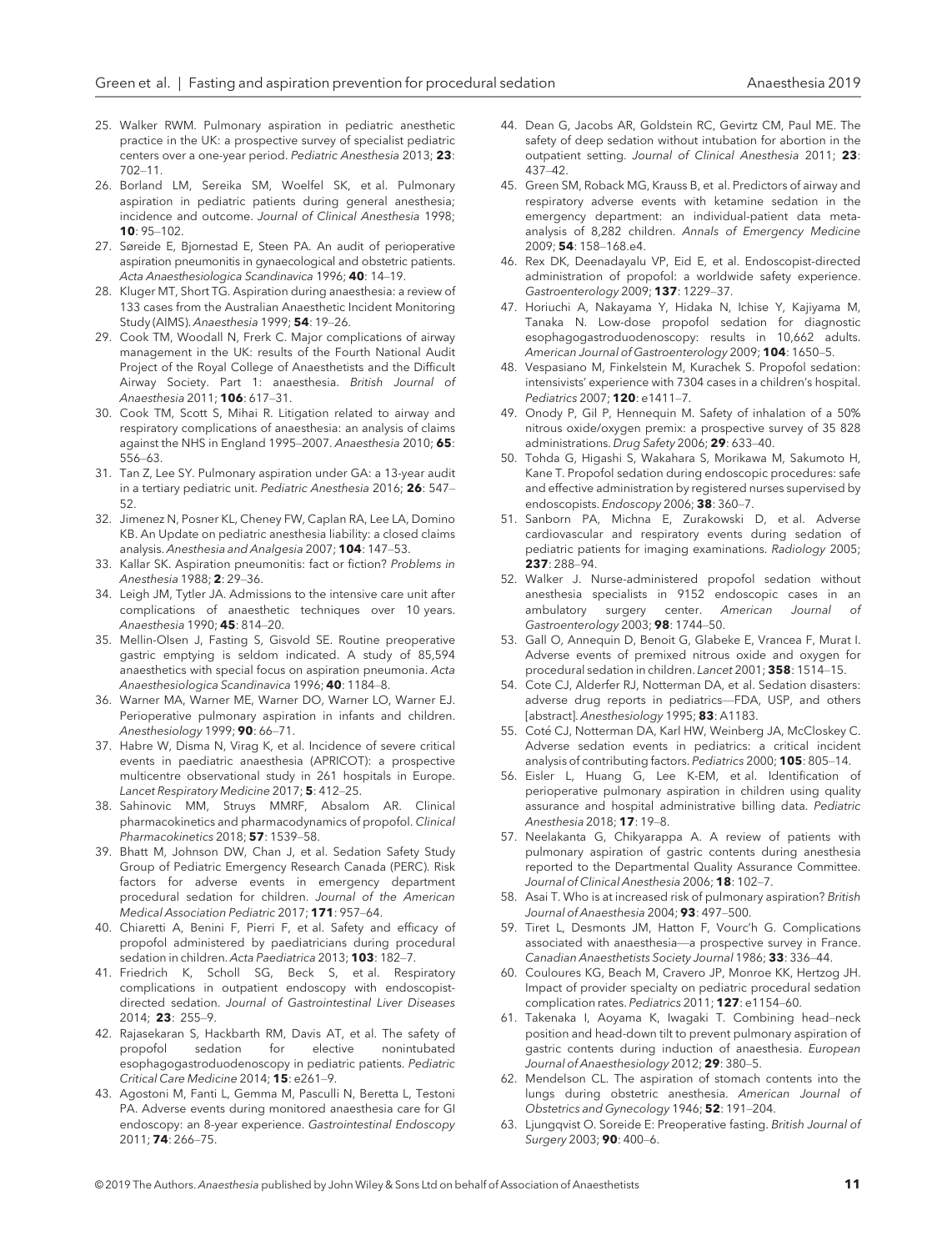25. Walker RWM. Pulmonary aspiration in pediatric anesthetic practice in the UK: a prospective survey of specialist pediatric centers over a one-year period. *Pediatric Anesthesia* 2013; **23**: 702–11.
26. Borland LM, Sereika SM, Woelfel SK, et al. Pulmonary aspiration in pediatric patients during general anesthesia; incidence and outcome. *Journal of Clinical Anesthesia* 1998; **10**: 95–102.
27. Søreide E, Bjornestad E, Steen PA. An audit of perioperative aspiration pneumonitis in gynaecological and obstetric patients. *Acta Anaesthesiologica Scandinavica* 1996; **40**: 14–19.
28. Kluger MT, Short TG. Aspiration during anaesthesia: a review of 133 cases from the Australian Anaesthetic Incident Monitoring Study (AIMS). *Anaesthesia* 1999; **54**: 19–26.
29. Cook TM, Woodall N, Frerk C. Major complications of airway management in the UK: results of the Fourth National Audit Project of the Royal College of Anaesthetists and the Difficult Airway Society. Part 1: anaesthesia. *British Journal of Anaesthesia* 2011; **106**: 617–31.
30. Cook TM, Scott S, Mihai R. Litigation related to airway and respiratory complications of anaesthesia: an analysis of claims against the NHS in England 1995–2007. *Anaesthesia* 2010; **65**: 556–63.
31. Tan Z, Lee SY. Pulmonary aspiration under GA: a 13-year audit in a tertiary pediatric unit. *Pediatric Anesthesia* 2016; **26**: 547–52.
32. Jimenez N, Posner KL, Cheney FW, Caplan RA, Lee LA, Domino KB. An Update on pediatric anesthesia liability: a closed claims analysis. *Anesthesia and Analgesia* 2007; **104**: 147–53.
33. Kallar SK. Aspiration pneumonitis: fact or fiction? *Problems in Anesthesia* 1988; **2**: 29–36.
34. Leigh JM, Tytler JA. Admissions to the intensive care unit after complications of anaesthetic techniques over 10 years. *Anaesthesia* 1990; **45**: 814–20.
35. Mellin-Olsen J, Fasting S, Gisvold SE. Routine preoperative gastric emptying is seldom indicated. A study of 85,594 anaesthetics with special focus on aspiration pneumonia. *Acta Anaesthesiologica Scandinavica* 1996; **40**: 1184–8.
36. Warner MA, Warner ME, Warner DO, Warner LO, Warner EJ. Perioperative pulmonary aspiration in infants and children. *Anesthesiology* 1999; **90**: 66–71.
37. Habre W, Disma N, Virag K, et al. Incidence of severe critical events in paediatric anaesthesia (APRICOT): a prospective multicentre observational study in 261 hospitals in Europe. *Lancet Respiratory Medicine* 2017; **5**: 412–25.
38. Sahinovic MM, Struys MMRF, Absalom AR. Clinical pharmacokinetics and pharmacodynamics of propofol. *Clinical Pharmacokinetics* 2018; **57**: 1539–58.
39. Bhatt M, Johnson DW, Chan J, et al. Sedation Safety Study Group of Pediatric Emergency Research Canada (PERC). Risk factors for adverse events in emergency department procedural sedation for children. *Journal of the American Medical Association Pediatric* 2017; **171**: 957–64.
40. Chiaretti A, Benini F, Pierri F, et al. Safety and efficacy of propofol administered by paediatricians during procedural sedation in children. *Acta Paediatrica* 2013; **103**: 182–7.
41. Friedrich K, Scholl SG, Beck S, et al. Respiratory complications in outpatient endoscopy with endoscopist-directed sedation. *Journal of Gastrointestinal Liver Diseases* 2014; **23**: 255–9.
42. Rajasekaran S, Hackbarth RM, Davis AT, et al. The safety of propofol sedation for elective nonintubated esophagogastroduodenoscopy in pediatric patients. *Pediatric Critical Care Medicine* 2014; **15**: e261–9.
43. Agostoni M, Fanti L, Gemma M, Pasculli N, Beretta L, Testoni PA. Adverse events during monitored anaesthesia care for GI endoscopy: an 8-year experience. *Gastrointestinal Endoscopy* 2011; **74**: 266–75.
44. Dean G, Jacobs AR, Goldstein RC, Gevirtz CM, Paul ME. The safety of deep sedation without intubation for abortion in the outpatient setting. *Journal of Clinical Anesthesia* 2011; **23**: 437–42.
45. Green SM, Roback MG, Krauss B, et al. Predictors of airway and respiratory adverse events with ketamine sedation in the emergency department: an individual-patient data meta-analysis of 8,282 children. *Annals of Emergency Medicine* 2009; **54**: 158–168.e4.
46. Rex DK, Deenadayalu VP, Eid E, et al. Endoscopist-directed administration of propofol: a worldwide safety experience. *Gastroenterology* 2009; **137**: 1229–37.
47. Horiuchi A, Nakayama Y, Hidaka N, Ichise Y, Kajiyama M, Tanaka N. Low-dose propofol sedation for diagnostic esophagogastroduodenoscopy: results in 10,662 adults. *American Journal of Gastroenterology* 2009; **104**: 1650–5.
48. Vespasiano M, Finkelstein M, Kurachek S. Propofol sedation: intensivists' experience with 7304 cases in a children's hospital. *Pediatrics* 2007; **120**: e1411–7.
49. Onody P, Gil P, Hennequin M. Safety of inhalation of a 50% nitrous oxide/oxygen premix: a prospective survey of 35 828 administrations. *Drug Safety* 2006; **29**: 633–40.
50. Tohda G, Higashi S, Wakahara S, Morikawa M, Sakumoto H, Kane T. Propofol sedation during endoscopic procedures: safe and effective administration by registered nurses supervised by endoscopists. *Endoscopy* 2006; **38**: 360–7.
51. Sanborn PA, Michna E, Zurakowski D, et al. Adverse cardiovascular and respiratory events during sedation of pediatric patients for imaging examinations. *Radiology* 2005; **237**: 288–94.
52. Walker J. Nurse-administered propofol sedation without anesthesia specialists in 9152 endoscopic cases in an ambulatory surgery center. *American Journal of Gastroenterology* 2003; **98**: 1744–50.
53. Gall O, Annequin D, Benoit G, Glabeke E, Vrancea F, Murat I. Adverse events of premixed nitrous oxide and oxygen for procedural sedation in children. *Lancet* 2001; **358**: 1514–15.
54. Cote CJ, Alderfer RJ, Notterman DA, et al. Sedation disasters: adverse drug reports in pediatrics—FDA, USP, and others [abstract]. *Anesthesiology* 1995; **83**: A1183.
55. Coté CJ, Notterman DA, Karl HW, Weinberg JA, McCloskey C. Adverse sedation events in pediatrics: a critical incident analysis of contributing factors. *Pediatrics* 2000; **105**: 805–14.
56. Eisler L, Huang G, Lee K-EM, et al. Identification of perioperative pulmonary aspiration in children using quality assurance and hospital administrative billing data. *Pediatric Anesthesia* 2018; **17**: 19–8.
57. Neelakanta G, Chikyarappa A. A review of patients with pulmonary aspiration of gastric contents during anesthesia reported to the Departmental Quality Assurance Committee. *Journal of Clinical Anesthesia* 2006; **18**: 102–7.
58. Asai T. Who is at increased risk of pulmonary aspiration? *British Journal of Anaesthesia* 2004; **93**: 497–500.
59. Tiret L, Desmonts JM, Hatton F, Vourc'h G. Complications associated with anaesthesia—a prospective survey in France. *Canadian Anaesthetists Society Journal* 1986; **33**: 336–44.
60. Couloures KG, Beach M, Cravero JP, Monroe KK, Hertzog JH. Impact of provider specialty on pediatric procedural sedation complication rates. *Pediatrics* 2011; **127**: e1154–60.
61. Takenaka I, Aoyama K, Iwagaki T. Combining head–neck position and head-down tilt to prevent pulmonary aspiration of gastric contents during induction of anaesthesia. *European Journal of Anaesthesiology* 2012; **29**: 380–5.
62. Mendelson CL. The aspiration of stomach contents into the lungs during obstetric anesthesia. *American Journal of Obstetrics and Gynecology* 1946; **52**: 191–204.
63. Ljungqvist O. Soreide E: Preoperative fasting. *British Journal of Surgery* 2003; **90**: 400–6.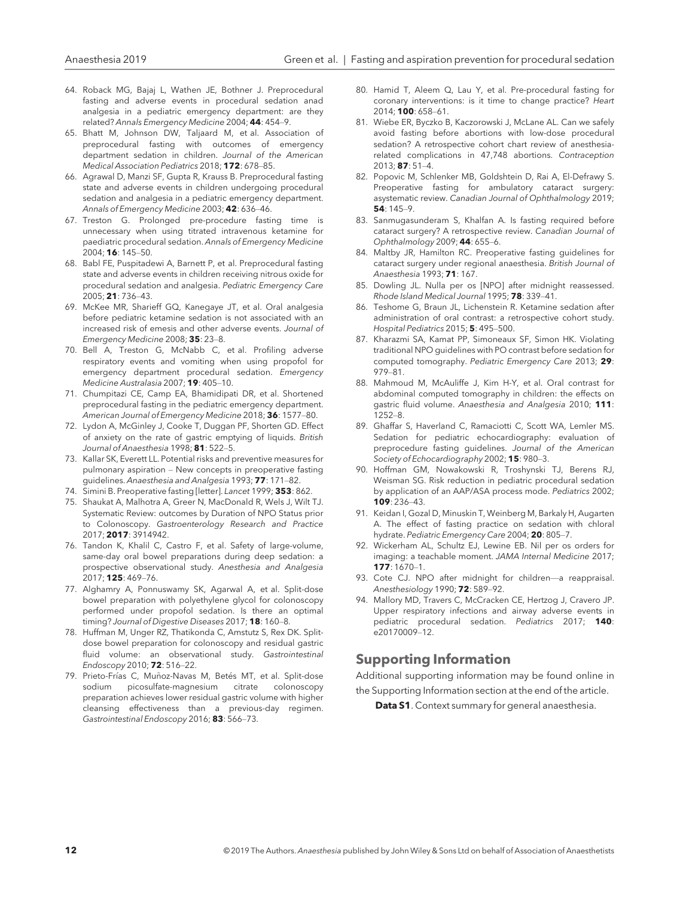64. Roback MG, Bajaj L, Wathen JE, Bothner J. Preprocedural fasting and adverse events in procedural sedation anad analgesia in a pediatric emergency department: are they related? *Annals Emergency Medicine* 2004; **44**: 454–9.
65. Bhatt M, Johnson DW, Taljaard M, et al. Association of preprocedural fasting with outcomes of emergency department sedation in children. *Journal of the American Medical Association Pediatrics* 2018; **172**: 678–85.
66. Agrawal D, Manzi SF, Gupta R, Krauss B. Preprocedural fasting state and adverse events in children undergoing procedural sedation and analgesia in a pediatric emergency department. *Annals of Emergency Medicine* 2003; **42**: 636–46.
67. Treston G. Prolonged pre-procedure fasting time is unnecessary when using titrated intravenous ketamine for paediatric procedural sedation. *Annals of Emergency Medicine* 2004; **16**: 145–50.
68. Babl FE, Puspitadewi A, Barnett P, et al. Preprocedural fasting state and adverse events in children receiving nitrous oxide for procedural sedation and analgesia. *Pediatric Emergency Care* 2005; **21**: 736–43.
69. McKee MR, Sharieff GQ, Kanegaye JT, et al. Oral analgesia before pediatric ketamine sedation is not associated with an increased risk of emesis and other adverse events. *Journal of Emergency Medicine* 2008; **35**: 23–8.
70. Bell A, Treston G, McNabb C, et al. Profiling adverse respiratory events and vomiting when using propofol for emergency department procedural sedation. *Emergency Medicine Australasia* 2007; **19**: 405–10.
71. Chumpitazi CE, Camp EA, Bhamidipati DR, et al. Shortened preprocedural fasting in the pediatric emergency department. *American Journal of Emergency Medicine* 2018; **36**: 1577–80.
72. Lydon A, McGinley J, Cooke T, Duggan PF, Shorten GD. Effect of anxiety on the rate of gastric emptying of liquids. *British Journal of Anaesthesia* 1998; **81**: 522–5.
73. Kallar SK, Everett LL. Potential risks and preventive measures for pulmonary aspiration – New concepts in preoperative fasting guidelines. *Anaesthesia and Analgesia* 1993; **77**: 171–82.
74. Simini B. Preoperative fasting [letter]. *Lancet* 1999; **353**: 862.
75. Shaukat A, Malhotra A, Greer N, MacDonald R, Wels J, Wilt TJ. Systematic Review: outcomes by Duration of NPO Status prior to Colonoscopy. *Gastroenterology Research and Practice* 2017; **2017**: 3914942.
76. Tandon K, Khalil C, Castro F, et al. Safety of large-volume, same-day oral bowel preparations during deep sedation: a prospective observational study. *Anesthesia and Analgesia* 2017; **125**: 469–76.
77. Alghamry A, Ponnuswamy SK, Agarwal A, et al. Split-dose bowel preparation with polyethylene glycol for colonoscopy performed under propofol sedation. Is there an optimal timing? *Journal of Digestive Diseases* 2017; **18**: 160–8.
78. Huffman M, Unger RZ, Thatikonda C, Amstutz S, Rex DK. Split-dose bowel preparation for colonoscopy and residual gastric fluid volume: an observational study. *Gastrointestinal Endoscopy* 2010; **72**: 516–22.
79. Prieto-Frías C, Muñoz-Navas M, Betés MT, et al. Split-dose sodium picosulfate-magnesium citrate colonoscopy preparation achieves lower residual gastric volume with higher cleansing effectiveness than a previous-day regimen. *Gastrointestinal Endoscopy* 2016; **83**: 566–73.
80. Hamid T, Aleem Q, Lau Y, et al. Pre-procedural fasting for coronary interventions: is it time to change practice? *Heart* 2014; **100**: 658–61.
81. Wiebe ER, Byczko B, Kaczorowski J, McLane AL. Can we safely avoid fasting before abortions with low-dose procedural sedation? A retrospective cohort chart review of anesthesia-related complications in 47,748 abortions. *Contraception* 2013; **87**: 51–4.
82. Popovic M, Schlenker MB, Goldshtein D, Rai A, El-Defrawy S. Preoperative fasting for ambulatory cataract surgery: asystematic review. *Canadian Journal of Ophthalmology* 2019; **54**: 145–9.
83. Sanmugasunderam S, Khalfan A. Is fasting required before cataract surgery? A retrospective review. *Canadian Journal of Ophthalmology* 2009; **44**: 655–6.
84. Maltby JR, Hamilton RC. Preoperative fasting guidelines for cataract surgery under regional anaesthesia. *British Journal of Anaesthesia* 1993; **71**: 167.
85. Dowling JL. Nulla per os [NPO] after midnight reassessed. *Rhode Island Medical Journal* 1995; **78**: 339–41.
86. Teshome G, Braun JL, Lichenstein R. Ketamine sedation after administration of oral contrast: a retrospective cohort study. *Hospital Pediatrics* 2015; **5**: 495–500.
87. Kharazmi SA, Kamat PP, Simoneaux SF, Simon HK. Violating traditional NPO guidelines with PO contrast before sedation for computed tomography. *Pediatric Emergency Care* 2013; **29**: 979–81.
88. Mahmoud M, McAuliffe J, Kim H-Y, et al. Oral contrast for abdominal computed tomography in children: the effects on gastric fluid volume. *Anaesthesia and Analgesia* 2010; **111**: 1252–8.
89. Ghaffar S, Haverland C, Ramaciotti C, Scott WA, Lemler MS. Sedation for pediatric echocardiography: evaluation of preprocedure fasting guidelines. *Journal of the American Society of Echocardiography* 2002; **15**: 980–3.
90. Hoffman GM, Nowakowski R, Troshynski TJ, Berens RJ, Weisman SG. Risk reduction in pediatric procedural sedation by application of an AAP/ASA process mode. *Pediatrics* 2002; **109**: 236–43.
91. Keidan I, Gozal D, Minuskin T, Weinberg M, Barkaly H, Augarten A. The effect of fasting practice on sedation with chloral hydrate. *Pediatric Emergency Care* 2004; **20**: 805–7.
92. Wickerham AL, Schultz EJ, Lewine EB. Nil per os orders for imaging: a teachable moment. *JAMA Internal Medicine* 2017; **177**: 1670–1.
93. Cote CJ. NPO after midnight for children—a reappraisal. *Anesthesiology* 1990; **72**: 589–92.
94. Mallory MD, Travers C, McCracken CE, Hertzog J, Cravero JP. Upper respiratory infections and airway adverse events in pediatric procedural sedation. *Pediatrics* 2017; **140**: e20170009–12.

## Supporting Information

Additional supporting information may be found online in the Supporting Information section at the end of the article.

**Data S1**. Context summary for general anaesthesia.